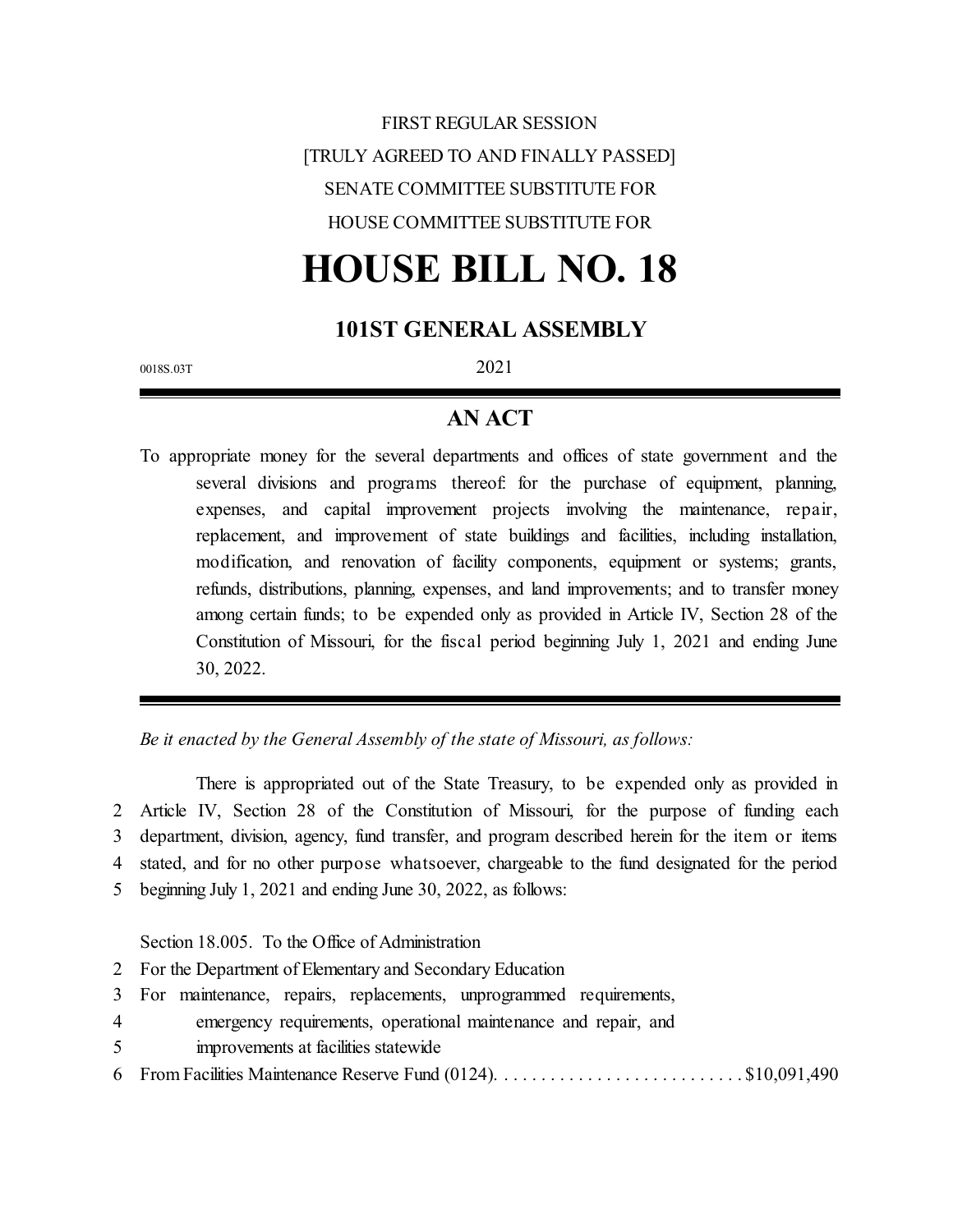FIRST REGULAR SESSION

[TRULY AGREED TO AND FINALLY PASSED]

SENATE COMMITTEE SUBSTITUTE FOR

HOUSE COMMITTEE SUBSTITUTE FOR

# HOUSE BILL NO. 18

## 101ST GENERAL ASSEMBLY

0018S.03T 2021

## AN ACT

To appropriate money for the several departments and offices of state government and the several divisions and programs thereof: for the purchase of equipment, planning, expenses, and capital improvement projects involving the maintenance, repair, replacement, and improvement of state buildings and facilities, including installation, modification, and renovation of facility components, equipment or systems; grants, refunds, distributions, planning, expenses, and land improvements; and to transfer money among certain funds; to be expended only as provided in Article IV, Section 28 of the Constitution of Missouri, for the fiscal period beginning July 1, 2021 and ending June 30, 2022.

*Be it enacted by the General Assembly of the state of Missouri, as follows:*

There is appropriated out of the State Treasury, to be expended only as provided in
2 Article IV, Section 28 of the Constitution of Missouri, for the purpose of funding each
3 department, division, agency, fund transfer, and program described herein for the item or items
4 stated, and for no other purpose whatsoever, chargeable to the fund designated for the period
5 beginning July 1, 2021 and ending June 30, 2022, as follows:

Section 18.005. To the Office of Administration
2 For the Department of Elementary and Secondary Education
3 For maintenance, repairs, replacements, unprogrammed requirements,
4 emergency requirements, operational maintenance and repair, and
5 improvements at facilities statewide
6 From Facilities Maintenance Reserve Fund (0124). . . . . . . . . . . . . . . . . . . . . . . . . . . $10,091,490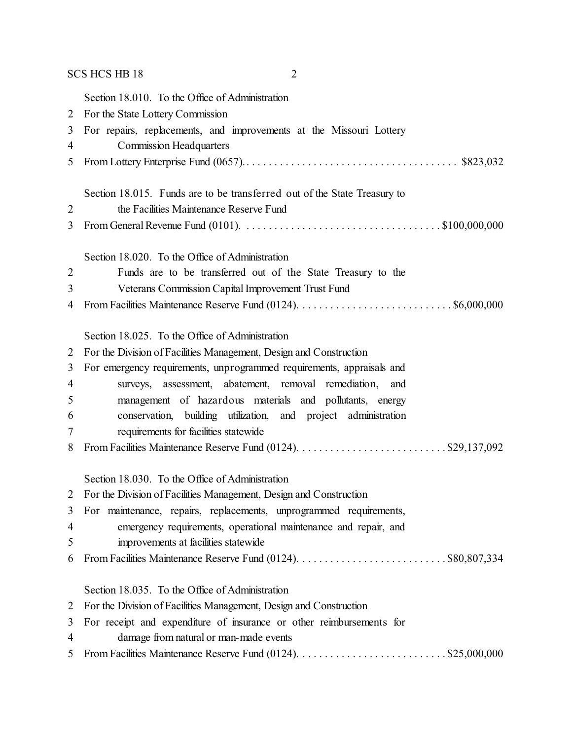Section 18.010. To the Office of Administration
2 For the State Lottery Commission
3 For repairs, replacements, and improvements at the Missouri Lottery
4 Commission Headquarters
5 From Lottery Enterprise Fund (0657). . . . . . . . . . . . . . . . . . . . . . . . . . . . . . . . . . . . . . . $823,032

Section 18.015. Funds are to be transferred out of the State Treasury to
2 the Facilities Maintenance Reserve Fund
3 From General Revenue Fund (0101). . . . . . . . . . . . . . . . . . . . . . . . . . . . . . . . . . . . $100,000,000

Section 18.020. To the Office of Administration
2 Funds are to be transferred out of the State Treasury to the
3 Veterans Commission Capital Improvement Trust Fund
4 From Facilities Maintenance Reserve Fund (0124). . . . . . . . . . . . . . . . . . . . . . . . . . . . $6,000,000

Section 18.025. To the Office of Administration
2 For the Division of Facilities Management, Design and Construction
3 For emergency requirements, unprogrammed requirements, appraisals and
4 surveys, assessment, abatement, removal remediation, and
5 management of hazardous materials and pollutants, energy
6 conservation, building utilization, and project administration
7 requirements for facilities statewide
8 From Facilities Maintenance Reserve Fund (0124). . . . . . . . . . . . . . . . . . . . . . . . . . . $29,137,092

Section 18.030. To the Office of Administration
2 For the Division of Facilities Management, Design and Construction
3 For maintenance, repairs, replacements, unprogrammed requirements,
4 emergency requirements, operational maintenance and repair, and
5 improvements at facilities statewide
6 From Facilities Maintenance Reserve Fund (0124). . . . . . . . . . . . . . . . . . . . . . . . . . . $80,807,334

Section 18.035. To the Office of Administration
2 For the Division of Facilities Management, Design and Construction
3 For receipt and expenditure of insurance or other reimbursements for
4 damage from natural or man-made events
5 From Facilities Maintenance Reserve Fund (0124). . . . . . . . . . . . . . . . . . . . . . . . . . . $25,000,000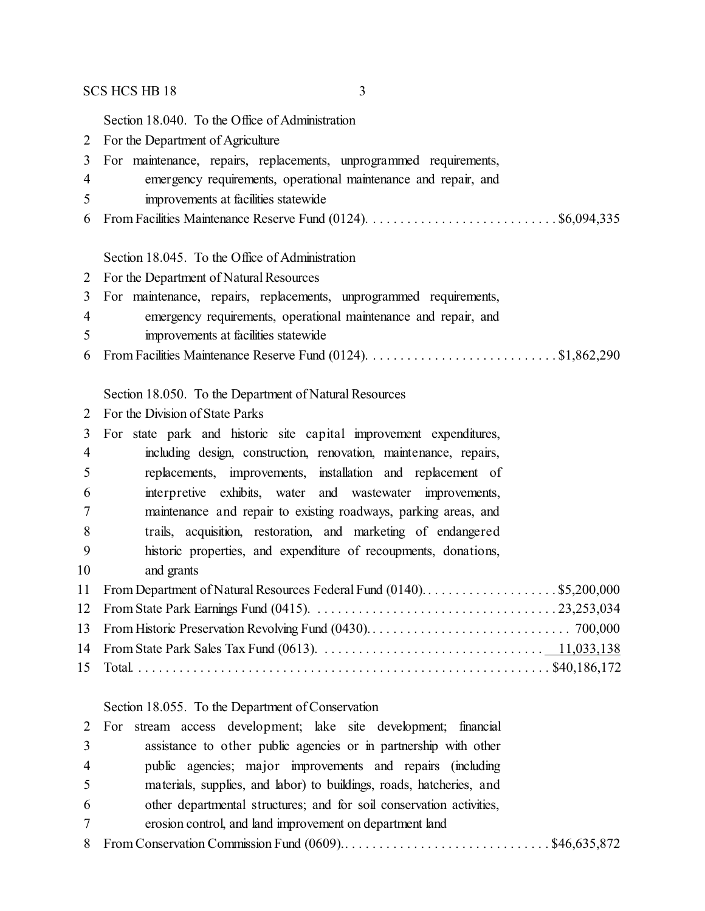Section 18.040. To the Office of Administration

For the Department of Agriculture

For maintenance, repairs, replacements, unprogrammed requirements, emergency requirements, operational maintenance and repair, and improvements at facilities statewide

From Facilities Maintenance Reserve Fund (0124). . . . . . . . . . . . . . . . . . . . . . . . . . . . $6,094,335

Section 18.045. To the Office of Administration

For the Department of Natural Resources

For maintenance, repairs, replacements, unprogrammed requirements, emergency requirements, operational maintenance and repair, and improvements at facilities statewide

From Facilities Maintenance Reserve Fund (0124). . . . . . . . . . . . . . . . . . . . . . . . . . . . $1,862,290

Section 18.050. To the Department of Natural Resources

For the Division of State Parks

For state park and historic site capital improvement expenditures, including design, construction, renovation, maintenance, repairs, replacements, improvements, installation and replacement of interpretive exhibits, water and wastewater improvements, maintenance and repair to existing roadways, parking areas, and trails, acquisition, restoration, and marketing of endangered historic properties, and expenditure of recoupments, donations, and grants

From Department of Natural Resources Federal Fund (0140). . . . . . . . . . . . . . . . . . . . $5,200,000

From State Park Earnings Fund (0415). . . . . . . . . . . . . . . . . . . . . . . . . . . . . . . . . . . . 23,253,034

From Historic Preservation Revolving Fund (0430). . . . . . . . . . . . . . . . . . . . . . . . . . . . . . 700,000

From State Park Sales Tax Fund (0613). . . . . . . . . . . . . . . . . . . . . . . . . . . . . . . . . 11,033,138

Total. . . . . . . . . . . . . . . . . . . . . . . . . . . . . . . . . . . . . . . . . . . . . . . . . . . . . . . . . . $40,186,172

Section 18.055. To the Department of Conservation

For stream access development; lake site development; financial assistance to other public agencies or in partnership with other public agencies; major improvements and repairs (including materials, supplies, and labor) to buildings, roads, hatcheries, and other departmental structures; and for soil conservation activities, erosion control, and land improvement on department land

From Conservation Commission Fund (0609). . . . . . . . . . . . . . . . . . . . . . . . . . . . . . . $46,635,872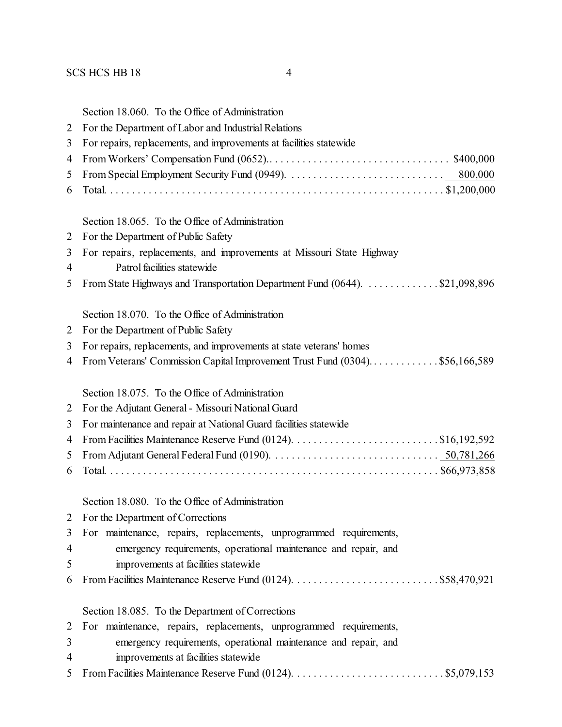Section 18.060. To the Office of Administration

2 For the Department of Labor and Industrial Relations

3 For repairs, replacements, and improvements at facilities statewide

4 From Workers' Compensation Fund (0652). . . . . . . . . . . . . . . . . . . . . . . . . . . . . . . . . . $400,000

5 From Special Employment Security Fund (0949). . . . . . . . . . . . . . . . . . . . . . . . . . . . . 800,000

6 Total. . . . . . . . . . . . . . . . . . . . . . . . . . . . . . . . . . . . . . . . . . . . . . . . . . . . . . . . . . . $1,200,000

Section 18.065. To the Office of Administration

2 For the Department of Public Safety

3 For repairs, replacements, and improvements at Missouri State Highway

4 Patrol facilities statewide

5 From State Highways and Transportation Department Fund (0644). . . . . . . . . . . . . $21,098,896

Section 18.070. To the Office of Administration

2 For the Department of Public Safety

3 For repairs, replacements, and improvements at state veterans' homes

4 From Veterans' Commission Capital Improvement Trust Fund (0304). . . . . . . . . . . . . $56,166,589

Section 18.075. To the Office of Administration

2 For the Adjutant General - Missouri National Guard

3 For maintenance and repair at National Guard facilities statewide

4 From Facilities Maintenance Reserve Fund (0124). . . . . . . . . . . . . . . . . . . . . . . . . . . $16,192,592

5 From Adjutant General Federal Fund (0190). . . . . . . . . . . . . . . . . . . . . . . . . . . . . . . 50,781,266

6 Total. . . . . . . . . . . . . . . . . . . . . . . . . . . . . . . . . . . . . . . . . . . . . . . . . . . . . . . . . . . $66,973,858

Section 18.080. To the Office of Administration

2 For the Department of Corrections

3 For maintenance, repairs, replacements, unprogrammed requirements,

4 emergency requirements, operational maintenance and repair, and

5 improvements at facilities statewide

6 From Facilities Maintenance Reserve Fund (0124). . . . . . . . . . . . . . . . . . . . . . . . . . . $58,470,921

Section 18.085. To the Department of Corrections

2 For maintenance, repairs, replacements, unprogrammed requirements,

3 emergency requirements, operational maintenance and repair, and

4 improvements at facilities statewide

5 From Facilities Maintenance Reserve Fund (0124). . . . . . . . . . . . . . . . . . . . . . . . . . . $5,079,153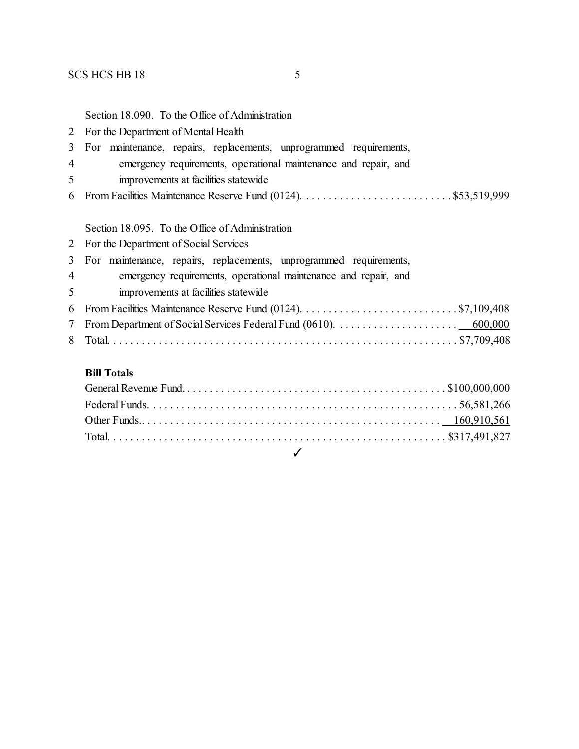Section 18.090. To the Office of Administration
2 For the Department of Mental Health
3 For maintenance, repairs, replacements, unprogrammed requirements,
4 emergency requirements, operational maintenance and repair, and
5 improvements at facilities statewide
6 From Facilities Maintenance Reserve Fund (0124). . . . . . . . . . . . . . . . . . . . . . . . . . $53,519,999

Section 18.095. To the Office of Administration
2 For the Department of Social Services
3 For maintenance, repairs, replacements, unprogrammed requirements,
4 emergency requirements, operational maintenance and repair, and
5 improvements at facilities statewide
6 From Facilities Maintenance Reserve Fund (0124). . . . . . . . . . . . . . . . . . . . . . . . . . . $7,109,408
7 From Department of Social Services Federal Fund (0610). . . . . . . . . . . . . . . . . . . . . 600,000
8 Total. . . . . . . . . . . . . . . . . . . . . . . . . . . . . . . . . . . . . . . . . . . . . . . . . . . . . . . . . $7,709,408

**Bill Totals**

General Revenue Fund. . . . . . . . . . . . . . . . . . . . . . . . . . . . . . . . . . . . . . . . . . . . . $100,000,000
Federal Funds. . . . . . . . . . . . . . . . . . . . . . . . . . . . . . . . . . . . . . . . . . . . . . . . . . . . 56,581,266
Other Funds.. . . . . . . . . . . . . . . . . . . . . . . . . . . . . . . . . . . . . . . . . . . . . . . . . . . . 160,910,561
Total. . . . . . . . . . . . . . . . . . . . . . . . . . . . . . . . . . . . . . . . . . . . . . . . . . . . . . . . $317,491,827

✓